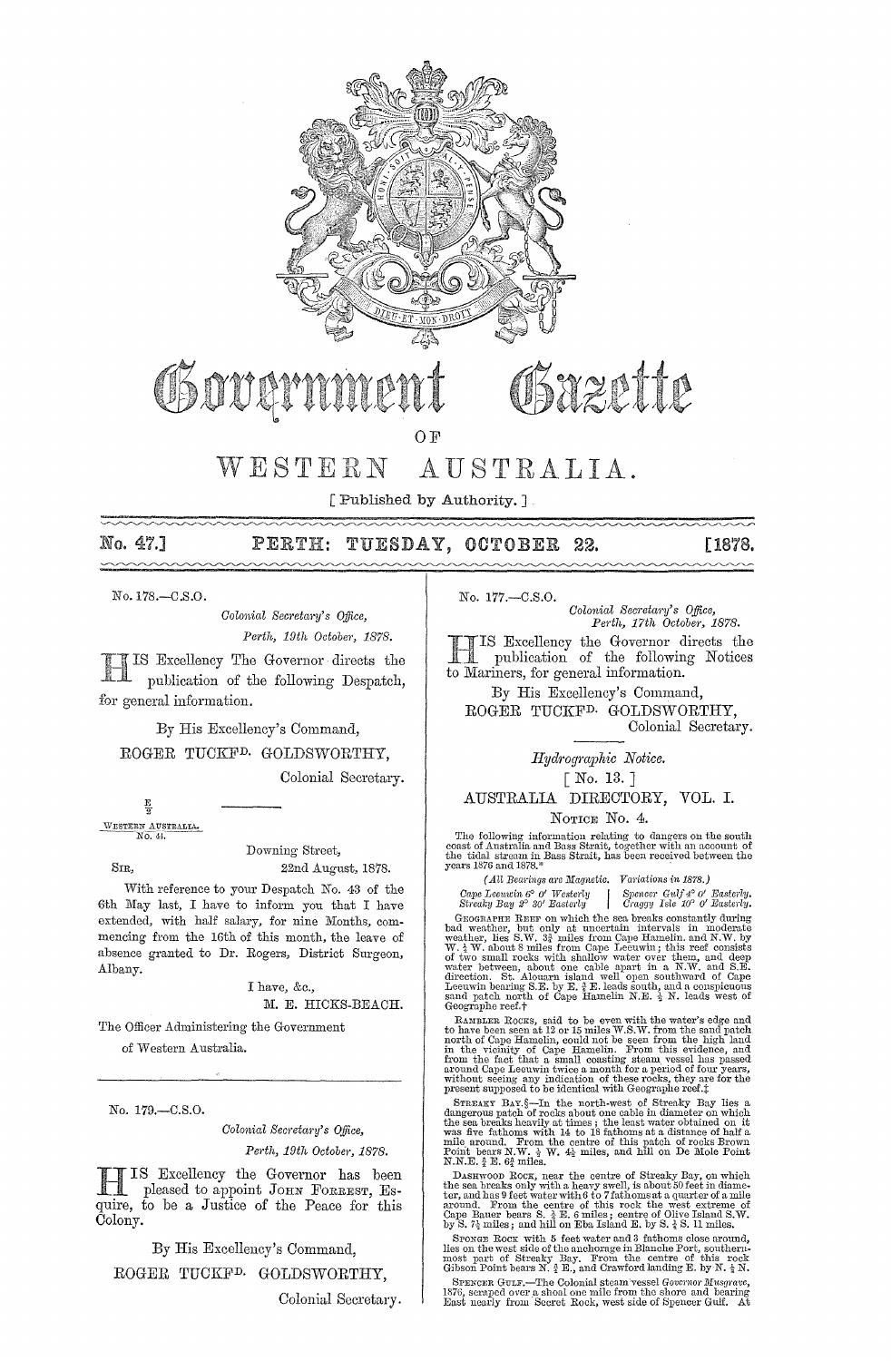# Government Gazette

OF

# WESTERN AUSTRALIA.

[ Published by Authority. ]

**No. 47.] PERTH: TUESDAY, OCTOBER 22. [1878.**

No. 178.—C.S.O.

*Colonial Secretary's Office,*
*Perth, 19th October, 1878.*

HIS Excellency The Governor directs the publication of the following Despatch, for general information.

By His Excellency's Command,

ROGER TUCKFD. GOLDSWORTHY,
Colonial Secretary.

E
2
WESTERN AUSTRALIA.
No. 41.

Downing Street,
SIR, 22nd August, 1878.

With reference to your Despatch No. 43 of the 6th May last, I have to inform you that I have extended, with half salary, for nine Months, commencing from the 16th of this month, the leave of absence granted to Dr. Rogers, District Surgeon, Albany.

I have, &c.,
M. E. HICKS-BEACH.

The Officer Administering the Government of Western Australia.

---

No. 179.—C.S.O.

*Colonial Secretary's Office,*
*Perth, 19th October, 1878.*

HIS Excellency the Governor has been pleased to appoint JOHN FORREST, Esquire, to be a Justice of the Peace for this Colony.

By His Excellency's Command,

ROGER TUCKFD. GOLDSWORTHY,
Colonial Secretary.

---

No. 177.—C.S.O.

*Colonial Secretary's Office,*
*Perth, 17th October, 1878.*

HIS Excellency the Governor directs the publication of the following Notices to Mariners, for general information.

By His Excellency's Command,
ROGER TUCKFD. GOLDSWORTHY,
Colonial Secretary.

*Hydrographic Notice.*

[ No. 13. ]

AUSTRALIA DIRECTORY, VOL. I.

NOTICE No. 4.

The following information relating to dangers on the south coast of Australia and Bass Strait, together with an account of the tidal stream in Bass Strait, has been received between the years 1876 and 1878.*

(*All Bearings are Magnetic. Variations in 1878.*)

*Cape Leeuwin 6° 0′ Westerly* | *Spencer Gulf 4° 0′ Easterly.*
*Streaky Bay 2° 30′ Easterly* | *Craggy Isle 10° 0′ Easterly.*

GEOGRAPHE REEF on which the sea breaks constantly during bad weather, but only at uncertain intervals in moderate weather, lies S.W. 3¾ miles from Cape Hamelin, and N.W. by W. ½ W. about 8 miles from Cape Leeuwin; this reef consists of two small rocks with shallow water over them, and deep water between, about one cable apart in a N.W. and S.E. direction. St. Alouarn island well open southward of Cape Leeuwin bearing S.E. by E. ¾ E. leads south, and a conspicuous sand patch north of Cape Hamelin N.E. ¾ N. leads west of Geographe reef.†

RAMBLER ROCKS, said to be even with the water's edge and to have been seen at 12 or 15 miles W.S.W. from the sand patch north of Cape Hamelin, could not be seen from the high land in the vicinity of Cape Hamelin. From this evidence, and from the fact that a small coasting steam vessel has passed around Cape Leeuwin twice a month for a period of four years, without seeing any indication of these rocks, they are for the present supposed to be identical with Geographe reef.‡

STREAKY BAY.§—In the north-west of Streaky Bay lies a dangerous patch of rocks about one cable in diameter on which the sea breaks heavily at times; the least water obtained on it was five fathoms with 14 to 18 fathoms at a distance of half a mile around. From the centre of this patch of rocks Brown Point bears N.W. ½ W. 4½ miles, and hill on De Mole Point N.N.E. ¾ E. 6¾ miles.

DASHWOOD ROCK, near the centre of Streaky Bay, on which the sea breaks only with a heavy swell, is about 50 feet in diameter, and has 9 feet water with 6 to 7 fathoms at a quarter of a mile around. From the centre of this rock the west extreme of Cape Bauer bears S. ¾ E. 6 miles; centre of Olive Island S.W. by S. 7½ miles; and hill on Eba Island E. by S. ¾ S. 11 miles.

SPONGE ROCK with 5 feet water and 3 fathoms close around, lies on the west side of the anchorage in Blanche Port, southernmost part of Streaky Bay. From the centre of this rock Gibson Point bears N. ¾ E., and Crawford landing E. by N. ½ N.

SPENCER GULF.—The Colonial steam vessel *Governor Musgrave*, 1876, scraped over a shoal one mile from the shore and bearing East nearly from Secret Rock, west side of Spencer Gulf. At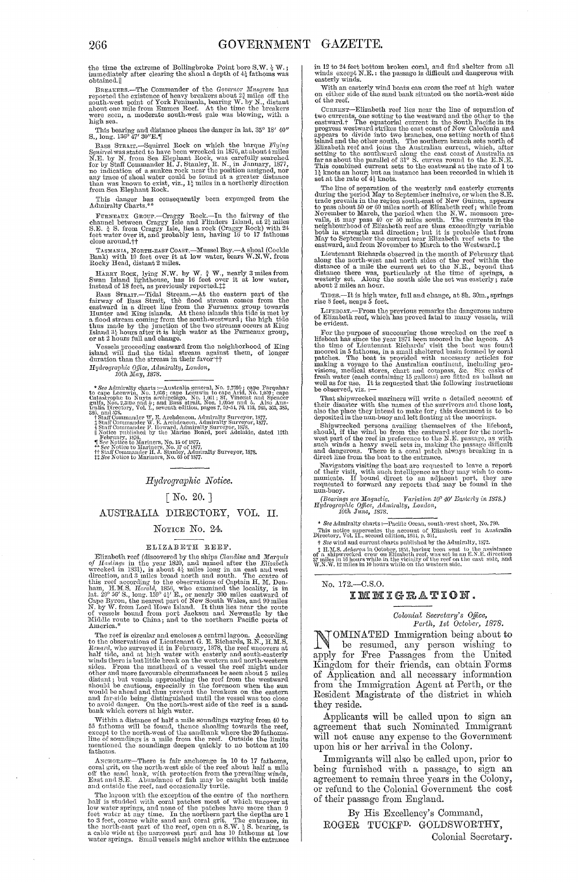the time the extreme of Bollingbroke Point bore S.W. ½ W.; immediately after clearing the shoal a depth of 4½ fathoms was obtained.‖

BREAKERS.—The Commander of the *Governor Musgrave* has reported the existence of heavy breakers about 2¾ miles off the south-west point of York Peninsula, bearing W. by N., distant about one mile from Emmes Reef. At the time the breakers were seen, a moderate south-west gale was blowing, with a high sea.

This bearing and distance places the danger in lat. 35° 18′ 40″ S., long. 136° 47′ 30″E.¶

BASS STRAIT.—Squirrel Rock on which the barque *Flying Squirrel* was stated to have been wrecked in 1876, at about 4 miles N.E. by N. from Sea Elephant Rock, was carefully searched for by Staff Commander H. J. Stanley, R. N., in January, 1877, no indication of a sunken rock near the position assigned, nor any trace of shoal water could be found at a greater distance than was known to exist, viz., 1½ miles in a northerly direction from Sea Elephant Rock.

This danger has consequently been expunged from the Admiralty Charts.**

FURNEAUX GROUP.—Craggy Rock.—In the fairway of the channel between Craggy Isle and Flinders Island, at 2½ miles S.E. ½ S. from Craggy Isle, lies a rock (Craggy Rock) with 24 feet water over it, and probably less, having 16 to 17 fathoms close around.††

TASMANIA, NORTH-EAST COAST.—Mussel Bay.—A shoal (Cockle Bank) with 19 feet over it at low water, bears W.N.W. from Rocky Head, distant 2 miles.

HARRY ROCK, lying N.W. by W. ¾ W., nearly 3 miles from Swan Island lighthouse, has 16 feet over it at low water, instead of 18 feet, as previously reported.‡‡

BASS STRAIT.—Tidal Stream.—At the eastern part of the fairway of Bass Strait, the flood stream comes from the eastward in a direct line from the Furneaux group towards Hunter and King islands. At these islands this tide is met by a flood stream coming from the south-westward; the high tide thus made by the junction of the two streams occurs at King Island 3½ hours after it is high water at the Furneaux group, or at 2 hours full and change.

Vessels proceeding eastward from the neighborhood of King island will find the tidal stream against them, of longer duration than the stream in their favor.††

*Hydrographic Office, Admiralty, London,*
*10th May, 1878.*

\* *See* Admiralty charts:—Australia general, No. 2,759*b*; cape Farquhar to cape Leeuwin, No. 1,059; cape Leeuwin to cape Arid, No. 1,059; cape Catastrophe to Nuyts archipelago, No. 1,061; St. Vincent and Spencer gulfs, Nos. 2,389*a* and *b*; and Bass strait, Nos. 1,695*a* and *b*. Also Australia Directory, Vol. I., seventh edition, pages 7, 52-54, 76, 115, 263, 363, 385, 386, and 578.
† Staff Commander W. E. Archdeacon, Admiralty Surveyor, 1877.
‡ Staff Commander W. E. Archdeacon, Admiralty Surveyor, 1877.
§ Staff Commander F. Howard, Admiralty Surveyor, 1878.
‖ Notice published by the Marine Board, port Adelaide, dated 12th February, 1876.
¶ *See* Notice to Mariners, No. 15 of 1877.
\*\* *See* Notice to Mariners, No. 37 of 1877.
†† Staff Commander H. J. Stanley, Admiralty Surveyor, 1878.
‡‡ *See* Notice to Mariners, No. 63 of 1877.

## *Hydrographic Notice.*

### [ No. 20. ]

## AUSTRALIA DIRECTORY, VOL. II.

### NOTICE No. 24.

### ELIZABETH REEF.

Elizabeth reef (discovered by the ships *Claudine* and *Marquis of Hastings* in the year 1820, and named after the *Elizabeth* wrecked in 1831), is about 4½ miles long in an east and west direction, and 3 miles broad north and south. The centre of this reef according to the observations of Captain H. M. Denham, H.M.S. *Herald*, 1856, who examined the locality, is in lat. 29° 56′ S., long. 159° 4½′ E., or nearly 300 miles eastward of Cape Byron, the nearest part of New South Wales, and 90 miles N. by W. from Lord Howe Island. It thus lies near the route of vessels bound from port Jackson and Newcastle by the Middle route to China; and to the northern Pacific ports of America.*

The reef is circular and encloses a central lagoon. According to the observations of Lieutenant G. E. Richards, R.N., H.M.S. *Renard*, who surveyed it in February, 1878, the reef uncovers at half tide, and at high water with easterly and south-easterly winds there is but little break on the western and north-western sides. From the masthead of a vessel the reef might under other and more favourable circumstances be seen about 5 miles distant; but vessels approaching the reef from the westward should be cautious, especially in the forenoon when the sun would be ahead and thus prevent the breakers on the eastern and far-side being distinguished until the vessel was too close to avoid danger. On the north-west side of the reef is a sandbank which covers at high water.

Within a distance of half a mile soundings varying from 40 to 55 fathoms will be found, thence shoaling towards the reef, except to the north-west of the sandbank where the 20 fathoms-line of soundings is a mile from the reef. Outside the limits mentioned the soundings deepen quickly to no bottom at 100 fathoms.

ANCHORAGE.—There is fair anchorage in 10 to 17 fathoms, coral grit, on the north-west side of the reef about half a mile off the sand bank, with protection from the prevailing winds, East and S.E. Abundance of fish may be caught both inside and outside the reef, and occasionally turtle.

The lagoon with the exception of the centre of the northern half is studded with coral patches most of which uncover at low water springs, and none of the patches have more than 9 feet water at any time. In the northern part the depths are 1 to 3 feet, coarse white sand and coral grit. The entrance, in the north-east part of the reef, open on a S.W. ¾ S. bearing, is a cable wide at the narrowest part and has 10 fathoms at low water springs. Small vessels might anchor within the entrance in 12 to 24 feet bottom broken coral, and find shelter from all winds except N.E.: the passage is difficult and dangerous with easterly winds.

With an easterly wind boats can cross the reef at high water on either side of the sand bank situated on the north-west side of the reef.

CURRENT—Elizabeth reef lies near the line of separation of two currents, one setting to the westward and the other to the eastward.† The equatorial current in the South Pacific in its progress westward strikes the east coast of New Caledonia and appears to divide into two branches, one setting north of that island and the other south. The southern branch sets north of Elizabeth reef and joins the Australian current, which, after setting to the southward along the east coast of Australia as far as about the parallel of 31° S. curves round to the E.N.E. This combined current sets to the eastward at the rate of 1 to 1½ knots an hour; but an instance has been recorded in which it set at the rate of 4½ knots.

The line of separation of the westerly and easterly currents during the period May to September inclusive, or when the S.E. trade prevails in the region south-east of New Guinea, appears to pass about 50 or 60 miles north of Elizabeth reef; while from November to March, the period when the N.W. monsoon prevails, it may pass 40 or 50 miles south. The currents in the neighbourhood of Elizabeth reef are thus exceedingly variable both in strength and direction; but it is probable that from May to September the current near Elizabeth reef sets to the eastward, and from November to March to the Westward.‡

Lieutenant Richards observed in the month of February that along the north-west and north sides of the reef within the distance of a mile the current set to the N.E., beyond that distance there was, particularly at the time of springs, a westerly set. Along the south side the set was easterly; rate about 2 miles an hour.

TIDES.—It is high water, full and change, at 8h. 30m., springs rise 8 feet, neaps 5 feet.

LIFEBOAT.—From the previous remarks the dangerous nature of Elizabeth reef, which has proved fatal to many vessels, will be evident.

For the purpose of succouring those wrecked on the reef a lifeboat has since the year 1871 been moored in the lagoon. At the time of Lieutenant Richards' visit the boat was found moored in 5 fathoms, in a small sheltered basin formed by coral patches. The boat is provided with necessary articles for making a voyage to the Australian continent, including provisions, medical stores, chart and compass, &c. Six casks of fresh water (each containing 15 gallons) are fitted as ballast as well as for use. It is requested that the following instructions be observed, viz. :—

That shipwrecked mariners will write a detailed account of their disaster with the names of the survivors and those lost, also the place they intend to make for; this document is to be deposited in the nun-buoy and left floating at the moorings.

Shipwrecked persons availing themselves of the lifeboat, should, if the wind be from the eastward steer for the north-west part of the reef in preference to the N.E. passage, as with such winds a heavy swell sets in, making the passage difficult and dangerous. There is a coral patch always breaking in a direct line from the boat to the entrance.

Navigators visiting the boat are requested to leave a report of their visit, with such intelligence as they may wish to communicate. If bound direct to an adjacent port, they are requested to forward any reports that may be found in the nun-buoy.

*(Bearings are Magnetic. Variation 10° 40′ Easterly in 1878.)*
*Hydrographic Office, Admiralty, London,*
*10th June, 1878.*

\* *See* Admiralty charts:—Pacific Ocean, south-west sheet, No. 780.
This notice supersedes the account of Elizabeth reef in Australia Directory, Vol. II., second edition, 1864, p. 301.
† *See* wind and current charts published by the Admiralty, 1872.
‡ H.M.S. *Acheron* in October, 1851, having been sent to the assistance of a shipwrecked crew on Elizabeth reef, was set in an E.N.E. direction 37 miles in 10 hours while in the vicinity of the reef on the east side, and W.N.W. 12 miles in 10 hours while on the western side.

No. 172.—C.S.O.

## IMMIGRATION.

*Colonial Secretary's Office,*
*Perth, 1st October, 1878.*

NOMINATED Immigration being about to be resumed, any person wishing to apply for Free Passages from the United Kingdom for their friends, can obtain Forms of Application and all necessary information from the Immigration Agent at Perth, or the Resident Magistrate of the district in which they reside.

Applicants will be called upon to sign an agreement that such Nominated Immigrant will not cause any expense to the Government upon his or her arrival in the Colony.

Immigrants will also be called upon, prior to being furnished with a passage, to sign an agreement to remain three years in the Colony, or refund to the Colonial Government the cost of their passage from England.

By His Excellency's Command,
ROGER TUCKFD. GOLDSWORTHY,
Colonial Secretary.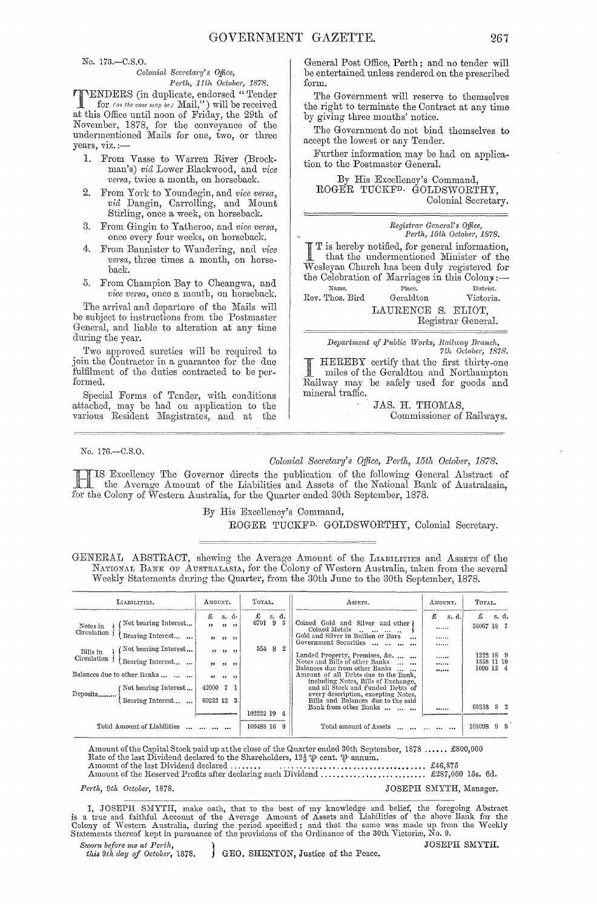No. 173.—C.S.O.

*Colonial Secretary's Office,*
*Perth, 11th October, 1878.*

TENDERS (in duplicate, endorsed "Tender for *(as the case may be)* Mail,") will be received at this Office until noon of Friday, the 29th of November, 1878, for the conveyance of the undermentioned Mails for one, two, or three years, viz.:—

1. From Vasse to Warren River (Brockman's) *viâ* Lower Blackwood, and *vice versa*, twice a month, on horseback.
2. From York to Youndegin, and *vice versa*, *viâ* Dangin, Carrolling, and Mount Stirling, once a week, on horseback.
3. From Gingin to Yatheroo, and *vice versa*, once every four weeks, on horseback.
4. From Bannister to Wandering, and *vice versa*, three times a month, on horseback.
5. From Champion Bay to Cheangwa, and *vice versa*, once a month, on horseback.

The arrival and departure of the Mails will be subject to instructions from the Postmaster General, and liable to alteration at any time during the year.

Two approved sureties will be required to join the Contractor in a guarantee for the due fulfilment of the duties contracted to be performed.

Special Forms of Tender, with conditions attached, may be had on application to the various Resident Magistrates, and at the General Post Office, Perth; and no tender will be entertained unless rendered on the prescribed form.

The Government will reserve to themselves the right to terminate the Contract at any time by giving three months' notice.

The Government do not bind themselves to accept the lowest or any Tender.

Further information may be had on application to the Postmaster General.

By His Excellency's Command,
ROGER TUCKF[D]. GOLDSWORTHY,
Colonial Secretary.

---

*Registrar General's Office,*
*Perth, 15th October, 1878.*

IT is hereby notified, for general information, that the undermentioned Minister of the Wesleyan Church has been duly registered for the Celebration of Marriages in this Colony:—

| Name. | Place. | District. |
|---|---|---|
| Rev. Thos. Bird | Geraldton | Victoria. |

LAURENCE S. ELIOT,
Registrar General.

---

*Department of Public Works, Railway Branch,*
*7th October, 1878.*

I HEREBY certify that the first thirty-one miles of the Geraldton and Northampton Railway may be safely used for goods and mineral traffic.

JAS. H. THOMAS,
Commissioner of Railways.

---

No. 176.—C.S.O.

*Colonial Secretary's Office, Perth, 15th October, 1878.*

HIS Excellency The Governor directs the publication of the following General Abstract of the Average Amount of the Liabilities and Assets of the National Bank of Australasia, for the Colony of Western Australia, for the Quarter ended 30th September, 1878.

By His Excellency's Command,
ROGER TUCKF[D]. GOLDSWORTHY, Colonial Secretary.

---

GENERAL ABSTRACT, shewing the Average Amount of the LIABILITIES and ASSETS of the NATIONAL BANK OF AUSTRALASIA, for the Colony of Western Australia, taken from the several Weekly Statements during the Quarter, from the 30th June to the 30th September, 1878.

| LIABILITIES. | AMOUNT. | TOTAL. | ASSETS. | AMOUNT. | TOTAL. |
|---|---|---|---|---|---|
| | £ s. d. | £ s. d. | | £ s. d. | £ s. d. |
| Notes in Circulation — Not bearing Interest... | " " " | 6701 9 3 | Coined Gold and Silver and other Coined Metals ... | ...... | 36067 18 7 |
| Notes in Circulation — Bearing Interest... | " " " | | Gold and Silver in Bullion or Bars ... | ...... | |
| | | | Government Securities ... | ...... | |
| Bills in Circulation — Not bearing Interest... | " " " | 554 8 2 | Landed Property, Premises, &c. ... | ...... | 1222 18 9 |
| Bills in Circulation — Bearing Interest... | " " " | | Notes and Bills of other Banks ... | ...... | 1358 11 10 |
| Balances due to other Banks ... | " " " | | Balances due from other Banks ... | ...... | 1090 12 4 |
| Deposits — Not bearing Interest... | 42000 7 1 | | Amount of all Debts due to the Bank, including Notes, Bills of Exchange, and all Stock and Funded Debts of every description, excepting Notes, Bills and Balances due to the said Bank from other Banks ... | ...... | 68358 8 2 |
| Deposits — Bearing Interest... | 60232 12 3 | | | | |
| | | 102232 19 4 | | | |
| Total Amount of Liabilities ... | | 109488 16 9 | Total amount of Assets ... | | 108098 9 8 |

Amount of the Capital Stock paid up at the close of the Quarter ended 30th September, 1878 ...... £800,000
Rate of the last Dividend declared to the Shareholders, 12½ ℔ cent. ℔ annum.
Amount of the last Dividend declared ........ £46,875
Amount of the Reserved Profits after declaring such Dividend .......... £287,060 15s. 6d.

*Perth, 9th October, 1878.* JOSEPH SMYTH, Manager.

I, JOSEPH SMYTH, make oath, that to the best of my knowledge and belief, the foregoing Abstract is a true and faithful Account of the Average Amount of Assets and Liabilities of the above Bank for the Colony of Western Australia, during the period specified; and that the same was made up from the Weekly Statements thereof kept in pursuance of the provisions of the Ordinance of the 30th Victoriæ, No. 9.

JOSEPH SMYTH.

*Sworn before me at Perth, this 9th day of October, 1878.* GEO. SHENTON, Justice of the Peace.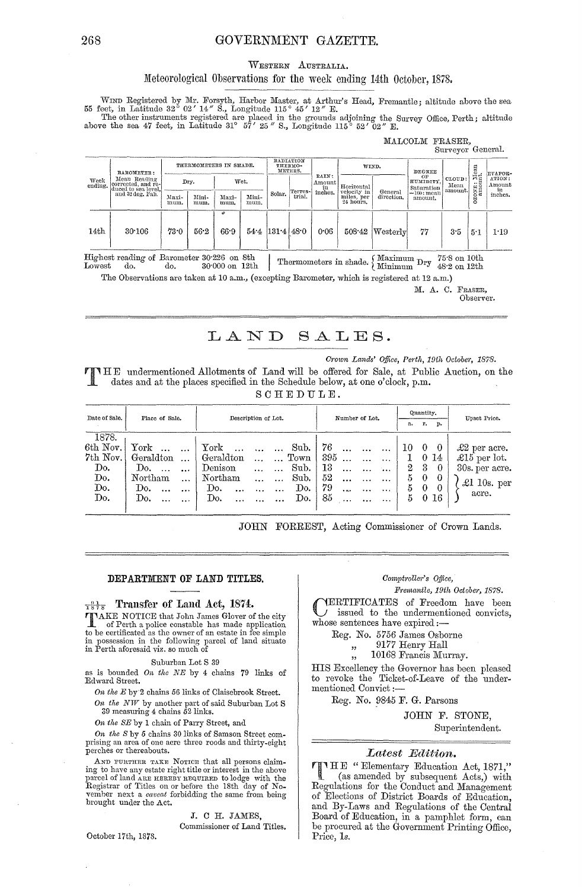WESTERN AUSTRALIA.

## Meteorological Observations for the week ending 14th October, 1878.

WIND Registered by Mr. Forsyth, Harbor Master, at Arthur's Head, Fremantle; altitude above the sea 55 feet, in Latitude 32° 02′ 14″ S., Longitude 115° 45′ 12″ E.

The other instruments registered are placed in the grounds adjoining the Survey Office, Perth; altitude above the sea 47 feet, in Latitude 31° 57′ 25″ S., Longitude 115° 52′ 02″ E.

MALCOLM FRASER,
Surveyor General.

| Week ending. | BAROMETER: Mean Reading corrected, and reduced to sea level, and 32 deg. Fah. | THERMOMETERS IN SHADE. | | | | RADIATION THERMOMETERS. | | RAIN: Amount in inches. | WIND. | | DEGREE OF HUMIDITY, Saturation =100: mean amount. | CLOUD: Mean amount. | OZONE: Mean amount. | EVAPORATION: Amount in inches. |
|---|---|---|---|---|---|---|---|---|---|---|---|---|---|---|
| | | Dry. | | Wet. | | | | | | | | | | |
| | | Maximum. | Minimum. | Maximum. | Minimum. | Solar. | Terrestrial. | | Horizontal velocity in miles, per 24 hours. | General direction. | | | | |
| 14th | 30·106 | 73·0 | 56·2 | 66·9 | 54·4 | 131·4 | 48·0 | 0·06 | 508·42 | Westerly | 77 | 3·5 | 5·1 | 1·19 |

Highest reading of Barometer 30·226 on 8th
Lowest do. do. 30·000 on 12th

Thermometers in shade. { Maximum Dry 75·8 on 10th; Minimum Dry 48·2 on 12th }

The Observations are taken at 10 a.m., (excepting Barometer, which is registered at 12 a.m.)

M. A. C. FRASER,
Observer.

---

# LAND SALES.

*Crown Lands' Office, Perth, 19th October, 1878.*

THE undermentioned Allotments of Land will be offered for Sale, at Public Auction, on the dates and at the places specified in the Schedule below, at one o'clock, p.m.

SCHEDULE.

| Date of Sale. | Place of Sale. | Description of Lot. | | Number of Lot. | Quantity. a. | r. | p. | Upset Price. |
|---|---|---|---|---|---|---|---|---|
| 1878. | | | | | | | | |
| 6th Nov. | York | York | Sub. | 76 | 10 | 0 | 0 | £2 per acre. |
| 7th Nov. | Geraldton | Geraldton | Town | 395 | 1 | 0 | 14 | £15 per lot. |
| Do. | Do. | Denison | Sub. | 13 | 2 | 3 | 0 | 30s. per acre. |
| Do. | Northam | Northam | Sub. | 52 | 5 | 0 | 0 | £1 10s. per acre. |
| Do. | Do. | Do. | Do. | 79 | 5 | 0 | 0 | |
| Do. | Do. | Do. | Do. | 85 | 5 | 0 | 16 | |

JOHN FORREST, Acting Commissioner of Crown Lands.

---

### DEPARTMENT OF LAND TITLES.

**91/1878 Transfer of Land Act, 1874.**

TAKE NOTICE that John James Glover of the city of Perth a police constable has made application to be certificated as the owner of an estate in fee simple in possession in the following parcel of land situate in Perth aforesaid viz. so much of

Suburban Lot S 39

as is bounded *On the NE* by 4 chains 79 links of Edward Street.

*On the E* by 2 chains 56 links of Claisebrook Street.

*On the NW* by another part of said Suburban Lot S 39 measuring 4 chains 52 links.

*On the SE* by 1 chain of Parry Street, and

*On the S* by 5 chains 30 links of Samson Street comprising an area of one acre three roods and thirty-eight perches or thereabouts.

AND FURTHER TAKE NOTICE that all persons claiming to have any estate right title or interest in the above parcel of land ARE HEREBY REQUIRED to lodge with the Registrar of Titles on or before the 18th day of November next a *caveat* forbidding the same from being brought under the Act.

J. C. H. JAMES,
Commissioner of Land Titles.

October 17th, 1878.

*Comptroller's Office,*
*Fremantle, 19th October, 1878.*

CERTIFICATES of Freedom have been issued to the undermentioned convicts, whose sentences have expired:—

Reg. No. 5756 James Osborne
" 9177 Henry Hall
" 10168 Francis Murray.

HIS Excellency the Governor has been pleased to revoke the Ticket-of-Leave of the undermentioned Convict:—

Reg. No. 9845 F. G. Parsons

JOHN F. STONE,
Superintendent.

---

### *Latest Edition.*

THE "Elementary Education Act, 1871," (as amended by subsequent Acts,) with Regulations for the Conduct and Management of Elections of District Boards of Education, and By-Laws and Regulations of the Central Board of Education, in a pamphlet form, can be procured at the Government Printing Office, Price, 1s.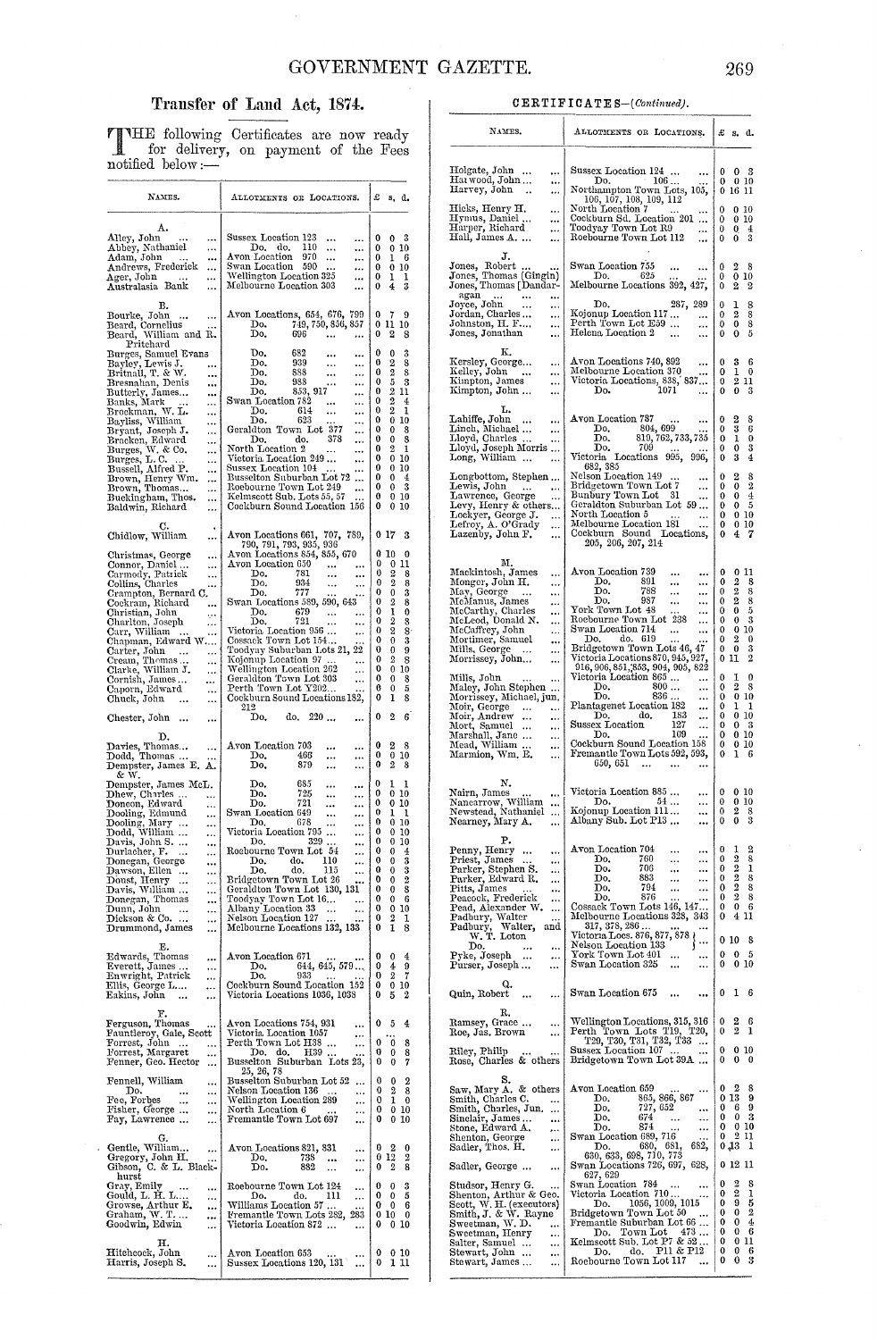## Transfer of Land Act, 1874.

THE following Certificates are now ready for delivery, on payment of the Fees notified below:—

| Names. | Allotments or Locations. | £ s. d. |
|---|---|---|
| **A.** | | |
| Alley, John ... ... | Sussex Location 123 ... ... | 0 0 3 |
| Abbey, Nathaniel | Do. do. 110 ... ... | 0 0 10 |
| Adam, John ... | Avon Location 970 ... ... | 0 1 6 |
| Andrews, Frederick ... | Swan Location 590 ... ... | 0 0 10 |
| Ager, John ... ... | Wellington Location 325 ... | 0 1 1 |
| Australasia Bank ... | Melbourne Location 303 ... | 0 4 3 |
| **B.** | | |
| Bourke, John ... ... | Avon Locations, 654, 676, 799 | 0 7 9 |
| Beard, Cornelius ... | Do. 749, 750, 856, 857 | 0 11 10 |
| Beard, William and R. Pritchard | Do. 696 ... ... | 0 2 8 |
| Burges, Samuel Evans | Do. 682 ... ... | 0 0 3 |
| Bayley, Lewis J. ... | Do. 939 ... ... | 0 2 8 |
| Britnall, T. & W. ... | Do. 888 ... ... | 0 2 8 |
| Bresnahan, Denis ... | Do. 988 ... ... | 0 5 3 |
| Butterly, James... ... | Do. 853, 917 ... | 0 2 11 |
| Banks, Mark ... ... | Swan Location 782 ... ... | 0 2 4 |
| Brockman, W. L. ... | Do. 614 ... ... | 0 2 1 |
| Bayliss, William ... | Do. 623 ... ... | 0 0 10 |
| Bryant, Joseph J. ... | Geraldton Town Lot 377 ... | 0 0 8 |
| Bracken, Edward ... | Do. do. 378 ... | 0 0 8 |
| Burges, W. & Co. ... | North Location 2 ... ... | 0 2 1 |
| Burges, L. C. ... ... | Victoria Location 249 ... ... | 0 0 10 |
| Bussell, Alfred P. ... | Sussex Location 104 ... ... | 0 0 10 |
| Brown, Henry Wm. ... | Busselton Suburban Lot 72 ... | 0 0 4 |
| Brown, Thomas... ... | Roebourne Town Lot 249 ... | 0 0 3 |
| Buckingham, Thos. ... | Kelmscott Sub. Lots 55, 57 ... | 0 0 10 |
| Baldwin, Richard ... | Cockburn Sound Location 156 | 0 0 10 |
| **C.** | | |
| Chidlow, William ... | Avon Locations 661, 707, 789, 790, 791, 793, 935, 936 | 0 17 3 |
| Christmas, George ... | Avon Locations 854, 855, 670 | 0 10 0 |
| Connor, Daniel ... ... | Avon Location 650 ... ... | 0 0 11 |
| Carmody, Patrick ... | Do. 781 ... ... | 0 2 8 |
| Collins, Charles ... | Do. 934 ... ... | 0 2 8 |
| Crampton, Bernard C. | Do. 777 ... ... | 0 0 3 |
| Cockram, Richard ... | Swan Locations 589, 590, 643 | 0 2 8 |
| Christian, John ... | Do. 679 ... ... | 0 1 0 |
| Charlton, Joseph ... | Do. 721 ... ... | 0 2 8 |
| Carr, William ... ... | Victoria Location 956 ... ... | 0 2 8 |
| Chapman, Edward W.... | Cossack Town Lot 154... ... | 0 0 3 |
| Carter, John ... ... | Toodyay Suburban Lots 21, 22 | 0 0 9 |
| Cream, Thomas... ... | Kojonup Location 97 ... ... | 0 2 8 |
| Clarke, William J. ... | Wellington Location 262 ... | 0 0 10 |
| Cornish, James... ... | Geraldton Town Lot 303 ... | 0 0 8 |
| Caporn, Edward ... | Perth Town Lot Y202... ... | 0 0 5 |
| Chuck, John ... ... | Cockburn Sound Locations 182, 212 | 0 1 8 |
| Chester, John ... ... | Do. do. 220 ... | 0 2 6 |
| **D.** | | |
| Davies, Thomas... ... | Avon Location 703 ... ... | 0 2 8 |
| Dodd, Thomas ... ... | Do. 466 ... ... | 0 0 10 |
| Dempster, James E. A. & W. | Do. 879 ... ... | 0 2 8 |
| Dempster, James McL. | Do. 685 ... ... | 0 1 1 |
| Dhew, Charles ... ... | Do. 725 ... ... | 0 0 10 |
| Doncon, Edward ... | Do. 721 ... ... | 0 0 10 |
| Dooling, Edmund ... | Swan Location 649 ... ... | 0 1 1 |
| Dooling, Mary ... ... | Do. 678 ... ... | 0 0 10 |
| Dodd, William ... ... | Victoria Location 795 ... ... | 0 0 10 |
| Davis, John S. ... ... | Do. 329 ... ... | 0 0 10 |
| Durlacher, F. ... ... | Roebourne Town Lot 54 ... | 0 0 4 |
| Donegan, George ... | Do. do. 110 ... | 0 0 3 |
| Dawson, Ellen ... ... | Do. do. 115 ... | 0 0 3 |
| Doust, Henry ... ... | Bridgetown Town Lot 26 ... | 0 0 2 |
| Davis, William ... ... | Geraldton Town Lot 130, 131 | 0 0 8 |
| Donegan, Thomas ... | Toodyay Town Lot 16... ... | 0 0 6 |
| Dunn, John ... ... | Albany Location 33 ... ... | 0 0 10 |
| Dickson & Co. ... ... | Nelson Location 127 ... ... | 0 2 1 |
| Drummond, James ... | Melbourne Locations 132, 133 | 0 1 8 |
| **E.** | | |
| Edwards, Thomas ... | Avon Location 671 ... ... | 0 0 4 |
| Everett, James ... ... | Do. 644, 645, 579... | 0 4 9 |
| Enwright, Patrick ... | Do. 933 ... ... | 0 2 7 |
| Ellis, George L.... ... | Cockburn Sound Location 152 | 0 0 10 |
| Eakins, John ... ... | Victoria Locations 1036, 1038 | 0 5 2 |
| **F.** | | |
| Ferguson, Thomas ... | Avon Locations 754, 931 ... | 0 5 4 |
| Fauntleroy, Gale, Scott | Victoria Location 1057 ... ... | |
| Forrest, John ... ... | Perth Town Lot H38 ... ... | 0 0 8 |
| Forrest, Margaret ... | Do. do. H39 ... ... | 0 0 8 |
| Fenner, Geo. Hector ... | Busselton Suburban Lots 23, 25, 26, 78 | 0 0 7 |
| Fennell, William ... | Busselton Suburban Lot 52 ... | 0 0 2 |
| Do. ... ... | Nelson Location 136 ... ... | 0 2 8 |
| Fee, Forbes ... ... | Wellington Location 289 ... | 0 1 0 |
| Fisher, George ... ... | North Location 6 ... ... | 0 0 10 |
| Fay, Lawrence ... ... | Fremantle Town Lot 697 ... | 0 0 10 |
| **G.** | | |
| Gentle, William... ... | Avon Locations 821, 831 ... | 0 2 0 |
| Gregory, John H. ... | Do. 738 ... ... | 0 12 2 |
| Gibson, C. & L. Blackhurst | Do. 882 ... ... | 0 2 8 |
| Gray, Emily ... ... | Roebourne Town Lot 124 ... | 0 0 3 |
| Gould, L. H. L.... ... | Do. do. 111 ... | 0 0 5 |
| Growse, Arthur E. ... | Williams Location 57 ... ... | 0 0 6 |
| Graham, W. T. ... ... | Fremantle Town Lots 282, 283 | 0 10 0 |
| Goodwin, Edwin ... | Victoria Location 872 ... ... | 0 0 10 |
| **H.** | | |
| Hitchcock, John ... | Avon Location 653 ... ... | 0 0 10 |
| Harris, Joseph S. ... | Sussex Locations 120, 131 ... | 0 1 11 |

### CERTIFICATES—(*Continued*).

| Names. | Allotments or Locations. | £ s. d. |
|---|---|---|
| Holgate, John ... ... | Sussex Location 124 ... ... | 0 0 3 |
| Hatwood, John... ... | Do. 106... ... | 0 0 10 |
| Harvey, John .. ... | Northampton Town Lots, 105, 106, 107, 108, 109, 112 | 0 16 11 |
| Hicks, Henry H. ... | North Location 7 ... ... | 0 0 10 |
| Hymus, Daniel ... ... | Cockburn Sd. Location 201 ... | 0 0 10 |
| Harper, Richard ... | Toodyay Town Lot R9 ... | 0 0 4 |
| Hall, James A. ... ... | Roebourne Town Lot 112 ... | 0 0 3 |
| **J.** | | |
| Jones, Robert ... ... | Swan Location 755 ... ... | 0 2 8 |
| Jones, Thomas (Gingin) | Do. 625 ... ... | 0 0 10 |
| Jones, Thomas [Dandaragan ... ... | Melbourne Locations 392, 427, | 0 2 2 |
| Joyce, John ... ... | Do. 287, 289 | 0 1 8 |
| Jordan, Charles... ... | Kojonup Location 117... ... | 0 2 8 |
| Johnston, H. F.... ... | Perth Town Lot E59 ... ... | 0 0 8 |
| Jones, Jonathan ... | Helena Location 2 ... ... | 0 0 5 |
| **K.** | | |
| Kersley, George... ... | Avon Locations 740, 892 ... | 0 3 6 |
| Kelley, John ... ... | Melbourne Location 370 ... | 0 1 0 |
| Kimpton, James ... | Victoria Locations, 838, 837... | 0 2 11 |
| Kimpton, John ... ... | Do. 1071 ... ... | 0 0 3 |
| **L.** | | |
| Lahiffe, John ... ... | Avon Location 787 ... ... | 0 2 8 |
| Linch, Michael ... ... | Do. 804, 699 ... | 0 3 6 |
| Lloyd, Charles ... ... | Do. 810, 762, 733, 735 | 0 1 9 |
| Lloyd, Joseph Morris ... | Do. 709 ... ... | 0 0 3 |
| Long, William ... ... | Victoria Locations 995, 996, 682, 385 | 0 3 4 |
| Longbottom, Stephen ... | Nelson Location 149 ... ... | 0 2 8 |
| Lewis, John ... ... | Bridgetown Town Lot 7 ... | 0 0 2 |
| Lawrence, George ... | Bunbury Town Lot 31 ... | 0 0 4 |
| Levy, Henry & others... | Geraldton Suburban Lot 59 ... | 0 0 5 |
| Lockyer, George J. ... | North Location 5 ... ... | 0 0 10 |
| Lefroy, A. O'Grady ... | Melbourne Location 181 ... | 0 0 10 |
| Lazenby, John F. ... | Cockburn Sound Locations, 205, 206, 207, 214 | 0 4 7 |
| **M.** | | |
| Mackintosh, James ... | Avon Location 739 ... ... | 0 0 11 |
| Monger, John H. ... | Do. 891 ... ... | 0 2 8 |
| May, George ... ... | Do. 788 ... ... | 0 2 8 |
| McManus, James ... | Do. 987 ... ... | 0 2 8 |
| McCarthy, Charles ... | York Town Lot 48 ... ... | 0 0 5 |
| McLeod, Donald N. ... | Roebourne Town Lot 238 ... | 0 0 3 |
| McCaffrey, John ... | Swan Location 714 ... ... | 0 0 10 |
| Mortimer, Samuel ... | Do. do. 619 ... ... | 0 2 0 |
| Mills, George ... ... | Bridgetown Town Lots 46, 47 | 0 0 3 |
| Morrissey, John... ... | Victoria Locations 870, 945, 927, 916, 906, 851, 853, 904, 905, 822 | 0 11 2 |
| Mills, John ... ... | Victoria Location 865 ... ... | 0 1 0 |
| Maley, John Stephen ... | Do. 800 ... ... | 0 2 8 |
| Morrissey, Michael, jun. | Do. 836 ... ... | 0 0 10 |
| Moir, George ... ... | Plantagenet Location 182 ... | 0 1 1 |
| Moir, Andrew ... ... | Do. do. 183 ... | 0 0 10 |
| Mort, Samuel ... ... | Sussex Location 127 ... ... | 0 0 3 |
| Marshall, Jane ... ... | Do. 109 ... ... | 0 0 10 |
| Mead, William ... ... | Cockburn Sound Location 158 | 0 0 10 |
| Marmion, Wm. E. ... | Fremantle Town Lots 592, 593, 650, 651 ... ... | 0 1 6 |
| **N.** | | |
| Nairn, James ... ... | Victoria Location 885 ... ... | 0 0 10 |
| Nancarrow, William ... | Do. 54 ... ... | 0 0 10 |
| Newstead, Nathaniel ... | Kojonup Location 111... ... | 0 2 8 |
| Nearney, Mary A. ... | Albany Sub. Lot P13 ... ... | 0 0 3 |
| **P.** | | |
| Penny, Henry ... ... | Avon Location 704 ... ... | 0 1 2 |
| Priest, James ... ... | Do. 760 ... ... | 0 2 8 |
| Parker, Stephen S. ... | Do. 706 ... ... | 0 2 1 |
| Parker, Edward R. ... | Do. 883 ... ... | 0 2 8 |
| Pitts, James ... ... | Do. 794 ... ... | 0 2 8 |
| Peacock, Frederick ... | Do. 876 ... ... | 0 2 8 |
| Pead, Alexander W. ... | Cossack Town Lots 146, 147... | 0 0 6 |
| Padbury, Walter ... | Melbourne Locations 328, 343 317, 378, 286... ... | 0 4 11 |
| Padbury, Walter, and W. T. Loton | Victoria Locs. 876, 877, 878 | 0 10 8 |
| Do. ... | Nelson Location 133 ... | |
| Pyke, Joseph ... ... | York Town Lot 401 ... ... | 0 0 5 |
| Purser, Joseph ... ... | Swan Location 325 ... ... | 0 0 10 |
| **Q.** | | |
| Quin, Robert ... ... | Swan Location 675 ... ... | 0 1 6 |
| **R.** | | |
| Ramsey, Grace ... ... | Wellington Locations, 315, 316 | 0 2 6 |
| Roe, Jas. Brown ... | Perth Town Lots T19, T20, T29, T30, T31, T32, T33 ... | 0 2 1 |
| Riley, Philip ... ... | Sussex Location 107 ... ... | 0 0 10 |
| Rose, Charles & others | Bridgetown Town Lot 39A ... | 0 0 0 |
| **S.** | | |
| Saw, Mary A. & others | Avon Location 659 ... ... | 0 2 8 |
| Smith, Charles C. ... | Do. 865, 866, 867 | 0 13 9 |
| Smith, Charles, Jun. ... | Do. 727, 652 ... | 0 6 9 |
| Sinclair, James... ... | Do. 674 ... ... | 0 0 3 |
| Stone, Edward A. ... | Do. 874 ... ... | 0 0 10 |
| Shenton, George ... | Swan Location 689, 716 ... | 0 2 11 |
| Sadler, Thos. H. ... | Do. 680, 681, 682, 630, 633, 698, 710, 773 | 0 13 1 |
| Sadler, George ... ... | Swan Locations 726, 697, 628, 627, 629 | 0 12 11 |
| Studsor, Henry G. ... | Swan Location 784 ... ... | 0 2 8 |
| Shenton, Arthur & Geo. | Victoria Location 710... ... | 0 2 1 |
| Scott, W. H. (executors) | Do. 1056, 1009, 1015 | 0 9 5 |
| Smith, J. & W. Rayne | Bridgetown Town Lot 50 ... | 0 0 2 |
| Sweetman, W. D. ... | Fremantle Suburban Lot 66 ... | 0 0 4 |
| Sweetman, Henry ... | Do. Town Lot 473 ... | 0 0 6 |
| Salter, Samuel ... ... | Kelmscott Sub. Lot P7 & 52 ... | 0 0 11 |
| Stewart, John ... ... | Do. do. P11 & P12 | 0 0 6 |
| Stewart, James ... ... | Roebourne Town Lot 117 ... | 0 0 3 |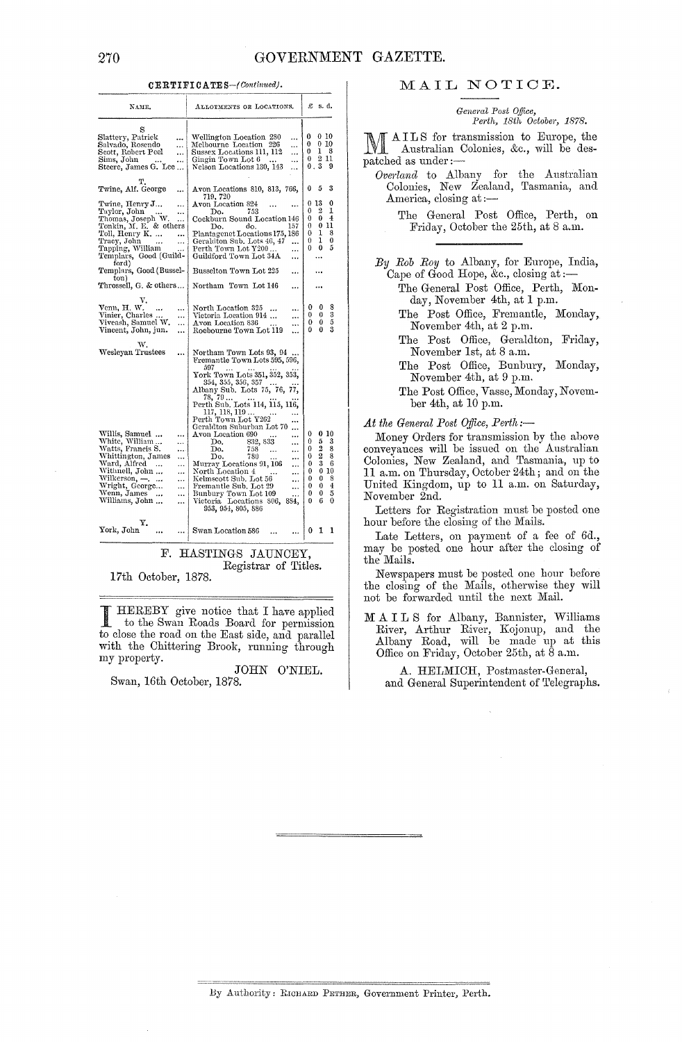**CERTIFICATES**—*(Continued).*

| NAME. | ALLOTMENTS OR LOCATIONS. | £ s. d. |
|---|---|---|
| S | | |
| Slattery, Patrick ... | Wellington Location 280 ... | 0 0 10 |
| Salvado, Rosendo ... | Melbourne Location 226 ... | 0 0 10 |
| Scott, Robert Peel ... | Sussex Locations 111, 112 ... | 0 1 8 |
| Sims, John ... ... | Gingin Town Lot 6 ... ... | 0 2 11 |
| Steere, James G. Lee ... | Nelson Locations 130, 143 ... | 0 3 9 |
| T. | | |
| Twine, Alf. George ... | Avon Locations 810, 813, 766, 719, 720 | 0 5 3 |
| Twine, Henry J... ... | Avon Location 824 ... ... | 0 13 0 |
| Taylor, John ... ... | Do. 753 ... | 0 2 1 |
| Thomas, Joseph W. ... | Cockburn Sound Location 146 | 0 0 4 |
| Tonkin, M. E. & others | Do. do. 157 | 0 0 11 |
| Toll, Henry K. ... ... | Plantagenet Locations 175, 186 | 0 1 8 |
| Tracy, John ... ... | Geraldton Sub. Lots 46, 47 ... | 0 1 0 |
| Tapping, William ... | Perth Town Lot Y200 ... ... | 0 0 5 |
| Templars, Good (Guildford) | Guildford Town Lot 34A ... | ... |
| Templars, Good (Busselton) | Busselton Town Lot 225 ... | ... |
| Throssell, G. & others... | Northam Town Lot 146 ... | ... |
| V. | | |
| Venn, H. W. ... ... | North Location 325 ... ... | 0 0 8 |
| Vinier, Charles ... ... | Victoria Location 914 ... ... | 0 0 3 |
| Viveash, Samuel W. ... | Avon Location 836 ... ... | 0 0 5 |
| Vincent, John, jun. ... | Roebourne Town Lot 119 ... | 0 0 3 |
| W. | | |
| Wesleyan Trustees ... | Northam Town Lots 93, 94 ... Fremantle Town Lots 595, 596, 597 ... ... York Town Lots 351, 352, 353, 354, 355, 356, 357 ... ... Albany Sub. Lots 75, 76, 77, 78, 79 ... ... ... Perth Sub. Lots 114, 115, 116, 117, 118, 119 ... ... Perth Town Lot Y262 ... Geraldton Suburban Lot 70 ... | |
| Willis, Samuel ... ... | Avon Location 690 ... ... | 0 0 10 |
| White, William ... ... | Do. 832, 833 ... | 0 5 3 |
| Watts, Francis S. ... | Do. 758 ... ... | 0 2 8 |
| Whittington, James ... | Do. 780 ... ... | 0 2 8 |
| Ward, Alfred ... ... | Murray Locations 91, 106 ... | 0 3 6 |
| Withnell, John ... ... | North Location 4 ... ... | 0 0 10 |
| Wilkerson, —. ... ... | Kelmscott Sub. Lot 56 ... | 0 0 8 |
| Wright, George... ... | Fremantle Sub. Lot 29 ... | 0 0 4 |
| Wenn, James ... ... | Bunbury Town Lot 109 ... | 0 0 5 |
| Williams, John ... ... | Victoria Locations 806, 884, 953, 954, 805, 886 | 0 6 0 |
| Y. | | |
| York, John ... ... | Swan Location 586 ... ... | 0 1 1 |

F. HASTINGS JAUNCEY,
Registrar of Titles.

17th October, 1878.

---

I HEREBY give notice that I have applied to the Swan Roads Board for permission to close the road on the East side, and parallel with the Chittering Brook, running through my property.

JOHN O'NIEL.

Swan, 16th October, 1878.

---

## MAIL NOTICE.

*General Post Office,*
*Perth, 18th October, 1878.*

MAILS for transmission to Europe, the Australian Colonies, &c., will be despatched as under:—

*Overland* to Albany for the Australian Colonies, New Zealand, Tasmania, and America, closing at:—

The General Post Office, Perth, on Friday, October the 25th, at 8 a.m.

---

*By Rob Roy* to Albany, for Europe, India, Cape of Good Hope, &c., closing at:—

The General Post Office, Perth, Monday, November 4th, at 1 p.m.

The Post Office, Fremantle, Monday, November 4th, at 2 p.m.

The Post Office, Geraldton, Friday, November 1st, at 8 a.m.

The Post Office, Bunbury, Monday, November 4th, at 9 p.m.

The Post Office, Vasse, Monday, November 4th, at 10 p.m.

*At the General Post Office, Perth:—*

Money Orders for transmission by the above conveyances will be issued on the Australian Colonies, New Zealand, and Tasmania, up to 11 a.m. on Thursday, October 24th; and on the United Kingdom, up to 11 a.m. on Saturday, November 2nd.

Letters for Registration must be posted one hour before the closing of the Mails.

Late Letters, on payment of a fee of 6d., may be posted one hour after the closing of the Mails.

Newspapers must be posted one hour before the closing of the Mails, otherwise they will not be forwarded until the next Mail.

MAILS for Albany, Bannister, Williams River, Arthur River, Kojonup, and the Albany Road, will be made up at this Office on Friday, October 25th, at 8 a.m.

A. HELMICH, Postmaster-General,
and General Superintendent of Telegraphs.

---

By Authority: RICHARD PETHER, Government Printer, Perth.